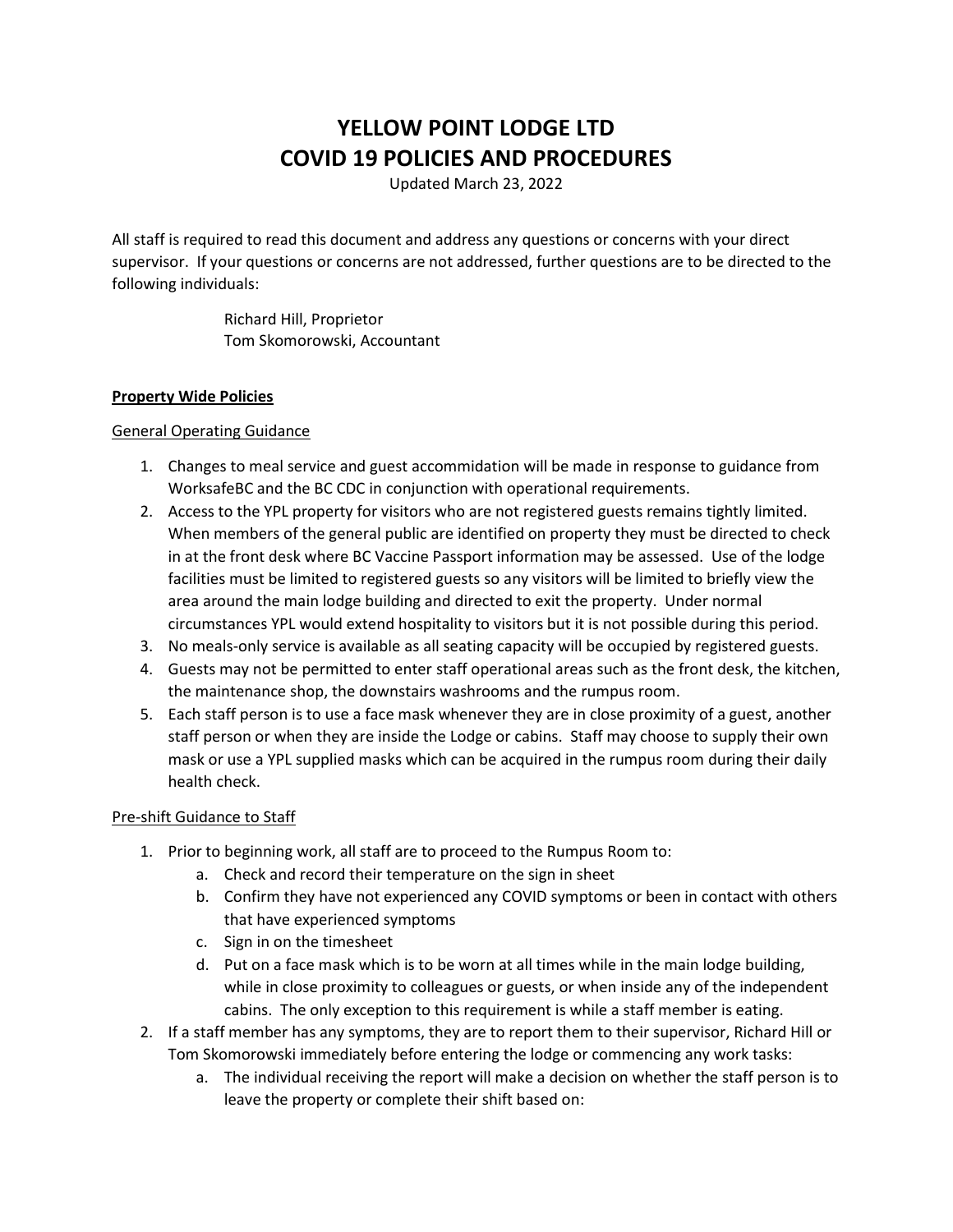# YELLOW POINT LODGE LTD
# COVID 19 POLICIES AND PROCEDURES

Updated March 23, 2022

All staff is required to read this document and address any questions or concerns with your direct supervisor. If your questions or concerns are not addressed, further questions are to be directed to the following individuals:

Richard Hill, Proprietor
Tom Skomorowski, Accountant

## Property Wide Policies

### General Operating Guidance

1. Changes to meal service and guest accommidation will be made in response to guidance from WorksafeBC and the BC CDC in conjunction with operational requirements.
2. Access to the YPL property for visitors who are not registered guests remains tightly limited. When members of the general public are identified on property they must be directed to check in at the front desk where BC Vaccine Passport information may be assessed. Use of the lodge facilities must be limited to registered guests so any visitors will be limited to briefly view the area around the main lodge building and directed to exit the property. Under normal circumstances YPL would extend hospitality to visitors but it is not possible during this period.
3. No meals-only service is available as all seating capacity will be occupied by registered guests.
4. Guests may not be permitted to enter staff operational areas such as the front desk, the kitchen, the maintenance shop, the downstairs washrooms and the rumpus room.
5. Each staff person is to use a face mask whenever they are in close proximity of a guest, another staff person or when they are inside the Lodge or cabins. Staff may choose to supply their own mask or use a YPL supplied masks which can be acquired in the rumpus room during their daily health check.

### Pre-shift Guidance to Staff

1. Prior to beginning work, all staff are to proceed to the Rumpus Room to:
   a. Check and record their temperature on the sign in sheet
   b. Confirm they have not experienced any COVID symptoms or been in contact with others that have experienced symptoms
   c. Sign in on the timesheet
   d. Put on a face mask which is to be worn at all times while in the main lodge building, while in close proximity to colleagues or guests, or when inside any of the independent cabins. The only exception to this requirement is while a staff member is eating.
2. If a staff member has any symptoms, they are to report them to their supervisor, Richard Hill or Tom Skomorowski immediately before entering the lodge or commencing any work tasks:
   a. The individual receiving the report will make a decision on whether the staff person is to leave the property or complete their shift based on: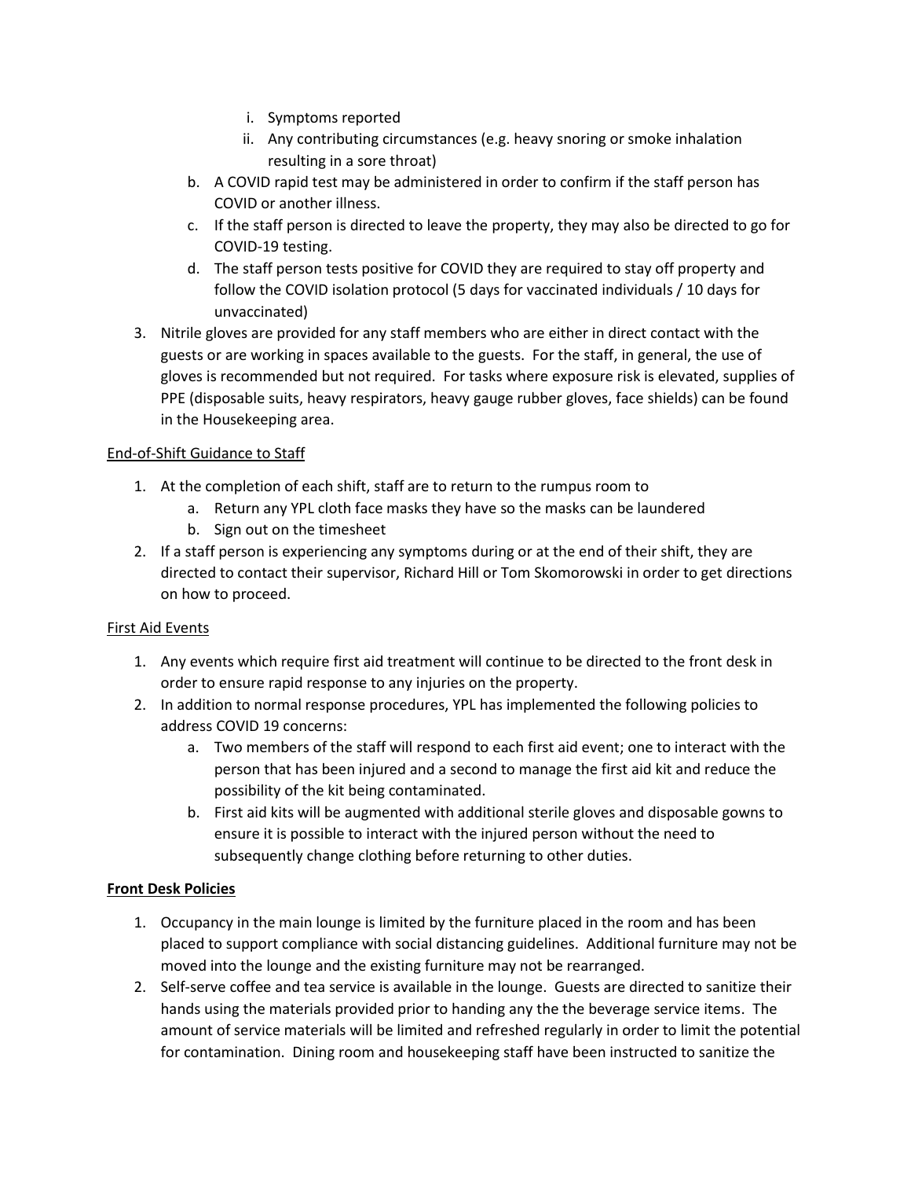i. Symptoms reported
ii. Any contributing circumstances (e.g. heavy snoring or smoke inhalation resulting in a sore throat)

b. A COVID rapid test may be administered in order to confirm if the staff person has COVID or another illness.
c. If the staff person is directed to leave the property, they may also be directed to go for COVID-19 testing.
d. The staff person tests positive for COVID they are required to stay off property and follow the COVID isolation protocol (5 days for vaccinated individuals / 10 days for unvaccinated)

3. Nitrile gloves are provided for any staff members who are either in direct contact with the guests or are working in spaces available to the guests. For the staff, in general, the use of gloves is recommended but not required. For tasks where exposure risk is elevated, supplies of PPE (disposable suits, heavy respirators, heavy gauge rubber gloves, face shields) can be found in the Housekeeping area.

<u>End-of-Shift Guidance to Staff</u>

1. At the completion of each shift, staff are to return to the rumpus room to
   a. Return any YPL cloth face masks they have so the masks can be laundered
   b. Sign out on the timesheet
2. If a staff person is experiencing any symptoms during or at the end of their shift, they are directed to contact their supervisor, Richard Hill or Tom Skomorowski in order to get directions on how to proceed.

<u>First Aid Events</u>

1. Any events which require first aid treatment will continue to be directed to the front desk in order to ensure rapid response to any injuries on the property.
2. In addition to normal response procedures, YPL has implemented the following policies to address COVID 19 concerns:
   a. Two members of the staff will respond to each first aid event; one to interact with the person that has been injured and a second to manage the first aid kit and reduce the possibility of the kit being contaminated.
   b. First aid kits will be augmented with additional sterile gloves and disposable gowns to ensure it is possible to interact with the injured person without the need to subsequently change clothing before returning to other duties.

**<u>Front Desk Policies</u>**

1. Occupancy in the main lounge is limited by the furniture placed in the room and has been placed to support compliance with social distancing guidelines. Additional furniture may not be moved into the lounge and the existing furniture may not be rearranged.
2. Self-serve coffee and tea service is available in the lounge. Guests are directed to sanitize their hands using the materials provided prior to handing any the the beverage service items. The amount of service materials will be limited and refreshed regularly in order to limit the potential for contamination. Dining room and housekeeping staff have been instructed to sanitize the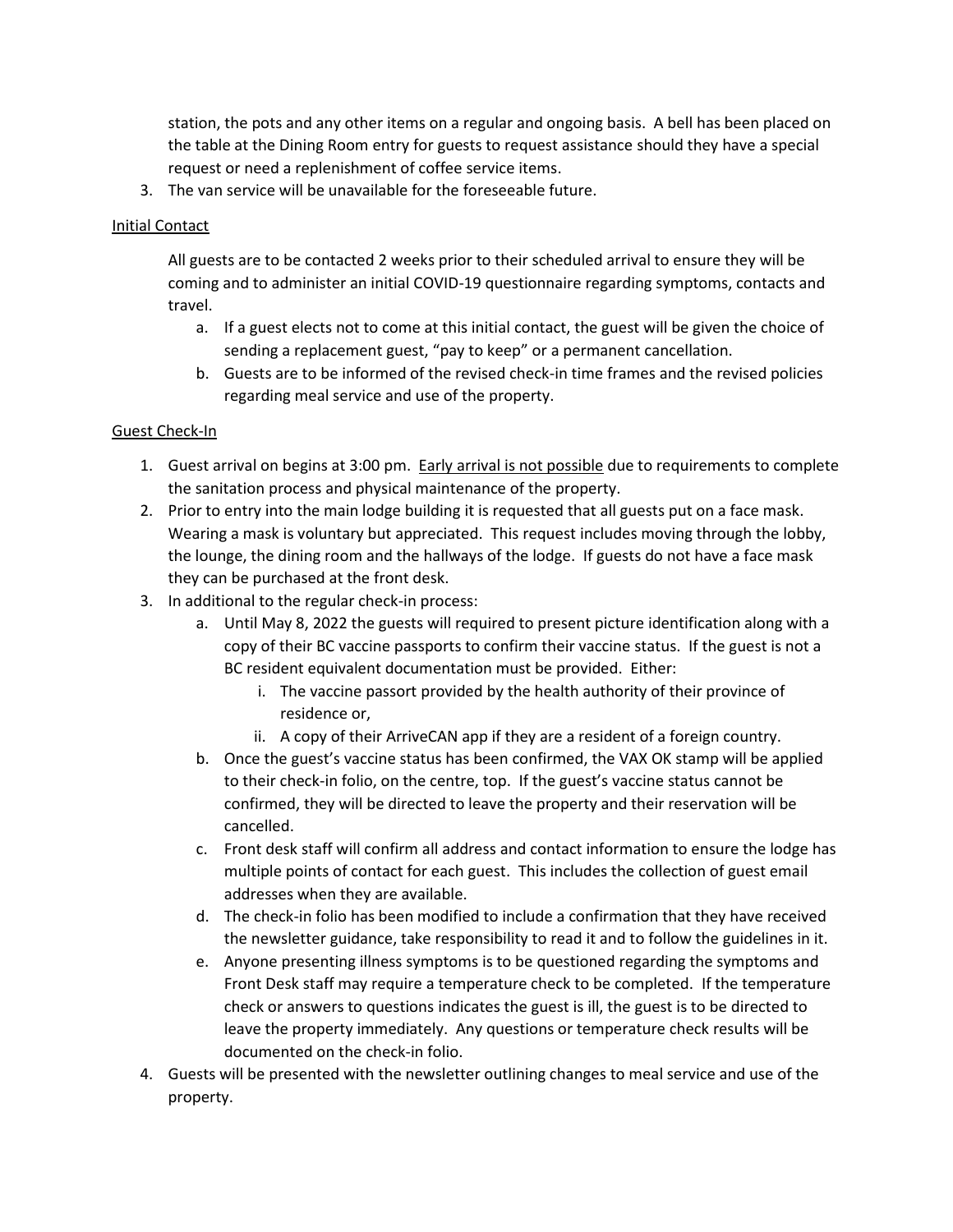station, the pots and any other items on a regular and ongoing basis. A bell has been placed on the table at the Dining Room entry for guests to request assistance should they have a special request or need a replenishment of coffee service items.

3. The van service will be unavailable for the foreseeable future.

<u>Initial Contact</u>

All guests are to be contacted 2 weeks prior to their scheduled arrival to ensure they will be coming and to administer an initial COVID-19 questionnaire regarding symptoms, contacts and travel.

   a. If a guest elects not to come at this initial contact, the guest will be given the choice of sending a replacement guest, "pay to keep" or a permanent cancellation.
   b. Guests are to be informed of the revised check-in time frames and the revised policies regarding meal service and use of the property.

<u>Guest Check-In</u>

1. Guest arrival on begins at 3:00 pm. <u>Early arrival is not possible</u> due to requirements to complete the sanitation process and physical maintenance of the property.
2. Prior to entry into the main lodge building it is requested that all guests put on a face mask. Wearing a mask is voluntary but appreciated. This request includes moving through the lobby, the lounge, the dining room and the hallways of the lodge. If guests do not have a face mask they can be purchased at the front desk.
3. In additional to the regular check-in process:
   a. Until May 8, 2022 the guests will required to present picture identification along with a copy of their BC vaccine passports to confirm their vaccine status. If the guest is not a BC resident equivalent documentation must be provided. Either:
      i. The vaccine passort provided by the health authority of their province of residence or,
      ii. A copy of their ArriveCAN app if they are a resident of a foreign country.
   b. Once the guest's vaccine status has been confirmed, the VAX OK stamp will be applied to their check-in folio, on the centre, top. If the guest's vaccine status cannot be confirmed, they will be directed to leave the property and their reservation will be cancelled.
   c. Front desk staff will confirm all address and contact information to ensure the lodge has multiple points of contact for each guest. This includes the collection of guest email addresses when they are available.
   d. The check-in folio has been modified to include a confirmation that they have received the newsletter guidance, take responsibility to read it and to follow the guidelines in it.
   e. Anyone presenting illness symptoms is to be questioned regarding the symptoms and Front Desk staff may require a temperature check to be completed. If the temperature check or answers to questions indicates the guest is ill, the guest is to be directed to leave the property immediately. Any questions or temperature check results will be documented on the check-in folio.
4. Guests will be presented with the newsletter outlining changes to meal service and use of the property.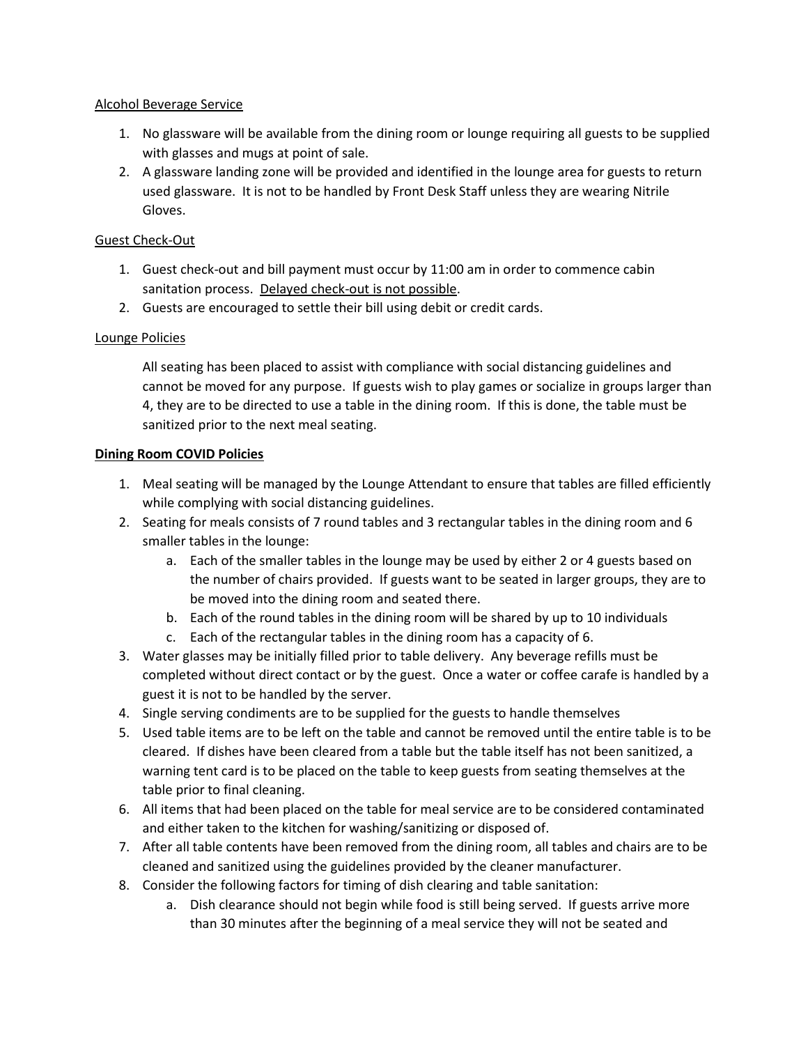Alcohol Beverage Service

1. No glassware will be available from the dining room or lounge requiring all guests to be supplied with glasses and mugs at point of sale.
2. A glassware landing zone will be provided and identified in the lounge area for guests to return used glassware. It is not to be handled by Front Desk Staff unless they are wearing Nitrile Gloves.

Guest Check-Out

1. Guest check-out and bill payment must occur by 11:00 am in order to commence cabin sanitation process. Delayed check-out is not possible.
2. Guests are encouraged to settle their bill using debit or credit cards.

Lounge Policies

All seating has been placed to assist with compliance with social distancing guidelines and cannot be moved for any purpose. If guests wish to play games or socialize in groups larger than 4, they are to be directed to use a table in the dining room. If this is done, the table must be sanitized prior to the next meal seating.

**Dining Room COVID Policies**

1. Meal seating will be managed by the Lounge Attendant to ensure that tables are filled efficiently while complying with social distancing guidelines.
2. Seating for meals consists of 7 round tables and 3 rectangular tables in the dining room and 6 smaller tables in the lounge:
   a. Each of the smaller tables in the lounge may be used by either 2 or 4 guests based on the number of chairs provided. If guests want to be seated in larger groups, they are to be moved into the dining room and seated there.
   b. Each of the round tables in the dining room will be shared by up to 10 individuals
   c. Each of the rectangular tables in the dining room has a capacity of 6.
3. Water glasses may be initially filled prior to table delivery. Any beverage refills must be completed without direct contact or by the guest. Once a water or coffee carafe is handled by a guest it is not to be handled by the server.
4. Single serving condiments are to be supplied for the guests to handle themselves
5. Used table items are to be left on the table and cannot be removed until the entire table is to be cleared. If dishes have been cleared from a table but the table itself has not been sanitized, a warning tent card is to be placed on the table to keep guests from seating themselves at the table prior to final cleaning.
6. All items that had been placed on the table for meal service are to be considered contaminated and either taken to the kitchen for washing/sanitizing or disposed of.
7. After all table contents have been removed from the dining room, all tables and chairs are to be cleaned and sanitized using the guidelines provided by the cleaner manufacturer.
8. Consider the following factors for timing of dish clearing and table sanitation:
   a. Dish clearance should not begin while food is still being served. If guests arrive more than 30 minutes after the beginning of a meal service they will not be seated and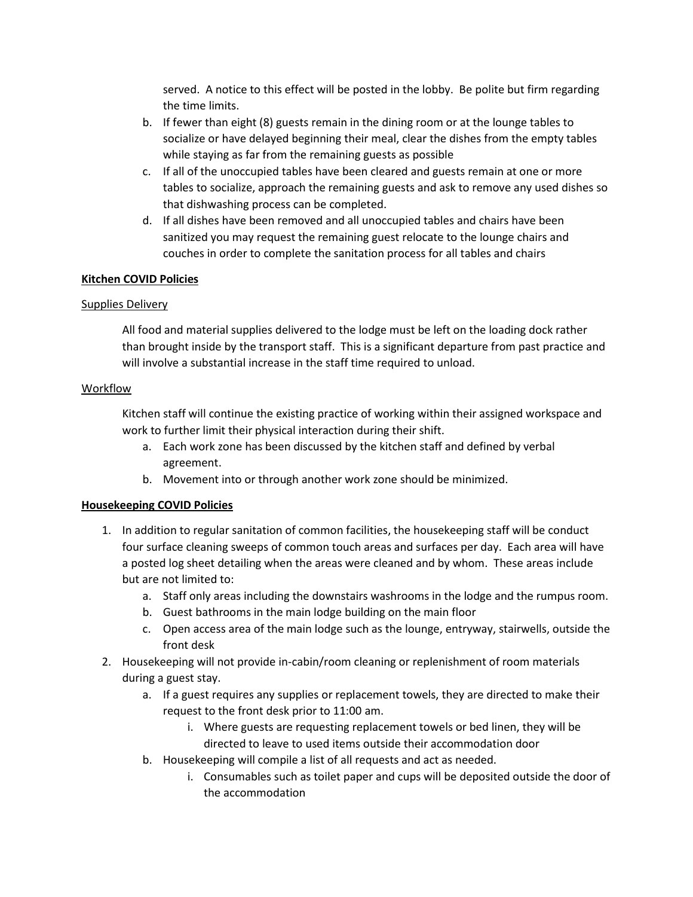served. A notice to this effect will be posted in the lobby. Be polite but firm regarding the time limits.

b. If fewer than eight (8) guests remain in the dining room or at the lounge tables to socialize or have delayed beginning their meal, clear the dishes from the empty tables while staying as far from the remaining guests as possible

c. If all of the unoccupied tables have been cleared and guests remain at one or more tables to socialize, approach the remaining guests and ask to remove any used dishes so that dishwashing process can be completed.

d. If all dishes have been removed and all unoccupied tables and chairs have been sanitized you may request the remaining guest relocate to the lounge chairs and couches in order to complete the sanitation process for all tables and chairs

**Kitchen COVID Policies**

Supplies Delivery

All food and material supplies delivered to the lodge must be left on the loading dock rather than brought inside by the transport staff. This is a significant departure from past practice and will involve a substantial increase in the staff time required to unload.

Workflow

Kitchen staff will continue the existing practice of working within their assigned workspace and work to further limit their physical interaction during their shift.

a. Each work zone has been discussed by the kitchen staff and defined by verbal agreement.
b. Movement into or through another work zone should be minimized.

**Housekeeping COVID Policies**

1. In addition to regular sanitation of common facilities, the housekeeping staff will be conduct four surface cleaning sweeps of common touch areas and surfaces per day. Each area will have a posted log sheet detailing when the areas were cleaned and by whom. These areas include but are not limited to:
   a. Staff only areas including the downstairs washrooms in the lodge and the rumpus room.
   b. Guest bathrooms in the main lodge building on the main floor
   c. Open access area of the main lodge such as the lounge, entryway, stairwells, outside the front desk
2. Housekeeping will not provide in-cabin/room cleaning or replenishment of room materials during a guest stay.
   a. If a guest requires any supplies or replacement towels, they are directed to make their request to the front desk prior to 11:00 am.
      i. Where guests are requesting replacement towels or bed linen, they will be directed to leave to used items outside their accommodation door
   b. Housekeeping will compile a list of all requests and act as needed.
      i. Consumables such as toilet paper and cups will be deposited outside the door of the accommodation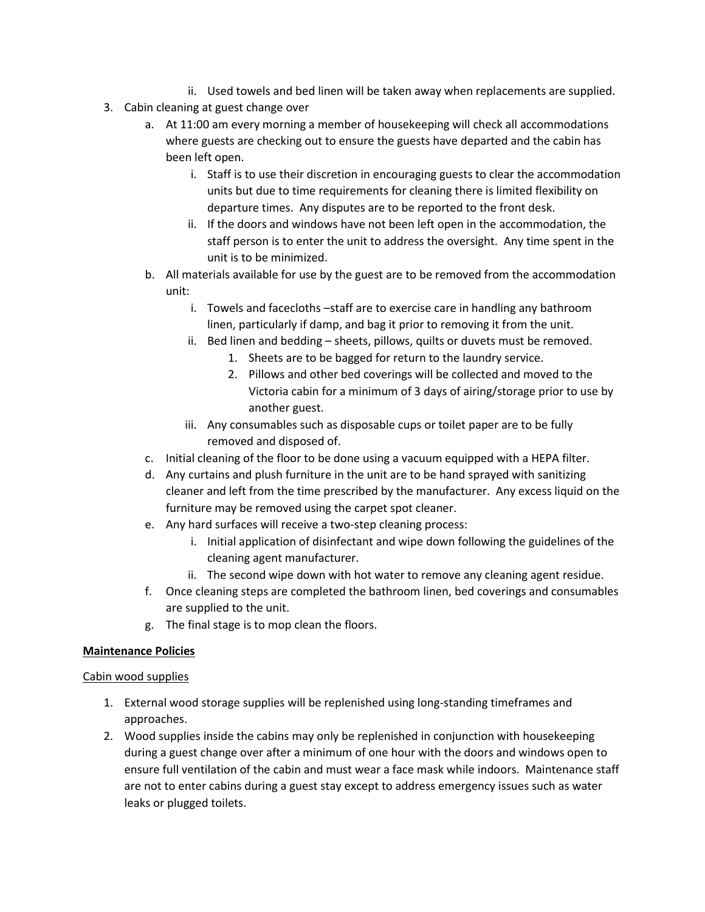ii. Used towels and bed linen will be taken away when replacements are supplied.

3. Cabin cleaning at guest change over
   a. At 11:00 am every morning a member of housekeeping will check all accommodations where guests are checking out to ensure the guests have departed and the cabin has been left open.
      i. Staff is to use their discretion in encouraging guests to clear the accommodation units but due to time requirements for cleaning there is limited flexibility on departure times. Any disputes are to be reported to the front desk.
      ii. If the doors and windows have not been left open in the accommodation, the staff person is to enter the unit to address the oversight. Any time spent in the unit is to be minimized.
   b. All materials available for use by the guest are to be removed from the accommodation unit:
      i. Towels and facecloths –staff are to exercise care in handling any bathroom linen, particularly if damp, and bag it prior to removing it from the unit.
      ii. Bed linen and bedding – sheets, pillows, quilts or duvets must be removed.
         1. Sheets are to be bagged for return to the laundry service.
         2. Pillows and other bed coverings will be collected and moved to the Victoria cabin for a minimum of 3 days of airing/storage prior to use by another guest.
      iii. Any consumables such as disposable cups or toilet paper are to be fully removed and disposed of.
   c. Initial cleaning of the floor to be done using a vacuum equipped with a HEPA filter.
   d. Any curtains and plush furniture in the unit are to be hand sprayed with sanitizing cleaner and left from the time prescribed by the manufacturer. Any excess liquid on the furniture may be removed using the carpet spot cleaner.
   e. Any hard surfaces will receive a two-step cleaning process:
      i. Initial application of disinfectant and wipe down following the guidelines of the cleaning agent manufacturer.
      ii. The second wipe down with hot water to remove any cleaning agent residue.
   f. Once cleaning steps are completed the bathroom linen, bed coverings and consumables are supplied to the unit.
   g. The final stage is to mop clean the floors.

**<u>Maintenance Policies</u>**

<u>Cabin wood supplies</u>

1. External wood storage supplies will be replenished using long-standing timeframes and approaches.
2. Wood supplies inside the cabins may only be replenished in conjunction with housekeeping during a guest change over after a minimum of one hour with the doors and windows open to ensure full ventilation of the cabin and must wear a face mask while indoors. Maintenance staff are not to enter cabins during a guest stay except to address emergency issues such as water leaks or plugged toilets.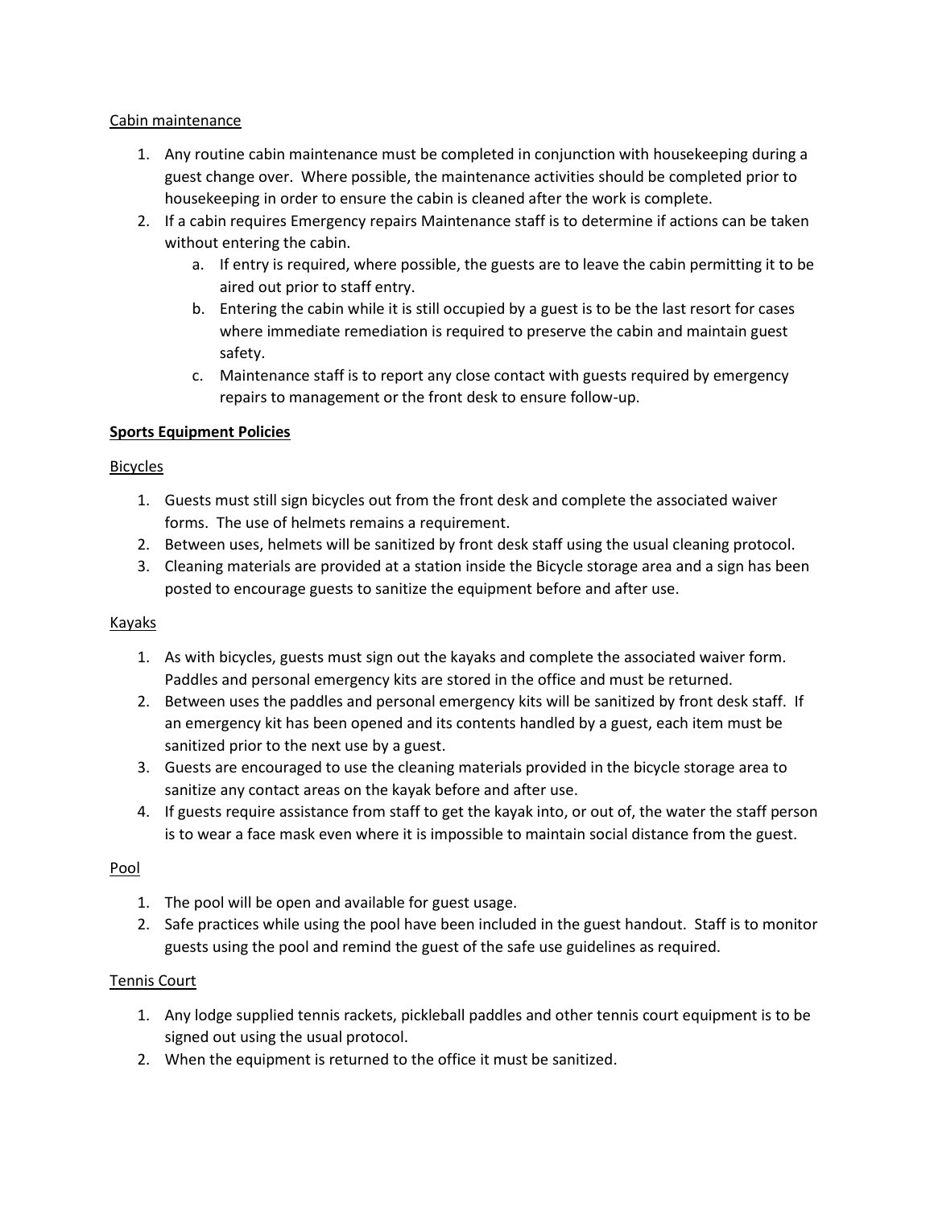Cabin maintenance

1. Any routine cabin maintenance must be completed in conjunction with housekeeping during a guest change over. Where possible, the maintenance activities should be completed prior to housekeeping in order to ensure the cabin is cleaned after the work is complete.
2. If a cabin requires Emergency repairs Maintenance staff is to determine if actions can be taken without entering the cabin.
   a. If entry is required, where possible, the guests are to leave the cabin permitting it to be aired out prior to staff entry.
   b. Entering the cabin while it is still occupied by a guest is to be the last resort for cases where immediate remediation is required to preserve the cabin and maintain guest safety.
   c. Maintenance staff is to report any close contact with guests required by emergency repairs to management or the front desk to ensure follow-up.

## Sports Equipment Policies

Bicycles

1. Guests must still sign bicycles out from the front desk and complete the associated waiver forms. The use of helmets remains a requirement.
2. Between uses, helmets will be sanitized by front desk staff using the usual cleaning protocol.
3. Cleaning materials are provided at a station inside the Bicycle storage area and a sign has been posted to encourage guests to sanitize the equipment before and after use.

Kayaks

1. As with bicycles, guests must sign out the kayaks and complete the associated waiver form. Paddles and personal emergency kits are stored in the office and must be returned.
2. Between uses the paddles and personal emergency kits will be sanitized by front desk staff. If an emergency kit has been opened and its contents handled by a guest, each item must be sanitized prior to the next use by a guest.
3. Guests are encouraged to use the cleaning materials provided in the bicycle storage area to sanitize any contact areas on the kayak before and after use.
4. If guests require assistance from staff to get the kayak into, or out of, the water the staff person is to wear a face mask even where it is impossible to maintain social distance from the guest.

Pool

1. The pool will be open and available for guest usage.
2. Safe practices while using the pool have been included in the guest handout. Staff is to monitor guests using the pool and remind the guest of the safe use guidelines as required.

Tennis Court

1. Any lodge supplied tennis rackets, pickleball paddles and other tennis court equipment is to be signed out using the usual protocol.
2. When the equipment is returned to the office it must be sanitized.